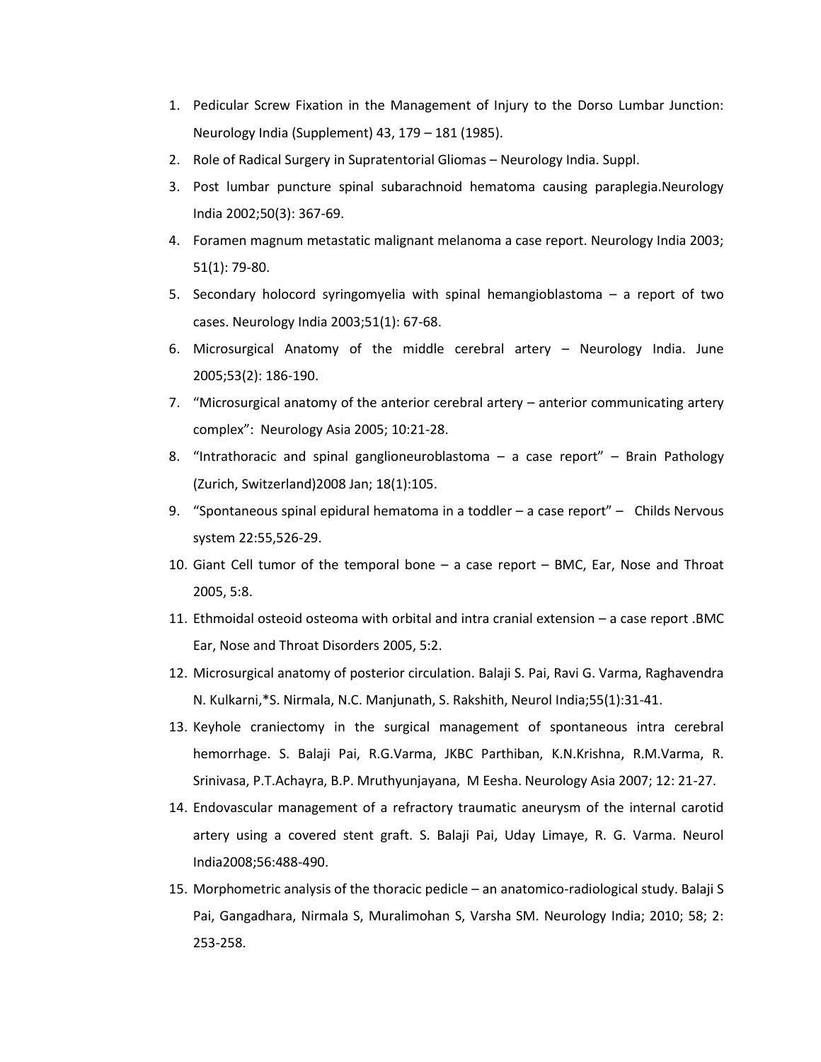1. Pedicular Screw Fixation in the Management of Injury to the Dorso Lumbar Junction: Neurology India (Supplement) 43, 179 – 181 (1985).
2. Role of Radical Surgery in Supratentorial Gliomas – Neurology India. Suppl.
3. Post lumbar puncture spinal subarachnoid hematoma causing paraplegia.Neurology India 2002;50(3): 367-69.
4. Foramen magnum metastatic malignant melanoma a case report. Neurology India 2003; 51(1): 79-80.
5. Secondary holocord syringomyelia with spinal hemangioblastoma – a report of two cases. Neurology India 2003;51(1): 67-68.
6. Microsurgical Anatomy of the middle cerebral artery – Neurology India. June 2005;53(2): 186-190.
7. "Microsurgical anatomy of the anterior cerebral artery – anterior communicating artery complex": Neurology Asia 2005; 10:21-28.
8. "Intrathoracic and spinal ganglioneuroblastoma – a case report" – Brain Pathology (Zurich, Switzerland)2008 Jan; 18(1):105.
9. "Spontaneous spinal epidural hematoma in a toddler – a case report" – Childs Nervous system 22:55,526-29.
10. Giant Cell tumor of the temporal bone – a case report – BMC, Ear, Nose and Throat 2005, 5:8.
11. Ethmoidal osteoid osteoma with orbital and intra cranial extension – a case report .BMC Ear, Nose and Throat Disorders 2005, 5:2.
12. Microsurgical anatomy of posterior circulation. Balaji S. Pai, Ravi G. Varma, Raghavendra N. Kulkarni,*S. Nirmala, N.C. Manjunath, S. Rakshith, Neurol India;55(1):31-41.
13. Keyhole craniectomy in the surgical management of spontaneous intra cerebral hemorrhage. S. Balaji Pai, R.G.Varma, JKBC Parthiban, K.N.Krishna, R.M.Varma, R. Srinivasa, P.T.Achayra, B.P. Mruthyunjayana, M Eesha. Neurology Asia 2007; 12: 21-27.
14. Endovascular management of a refractory traumatic aneurysm of the internal carotid artery using a covered stent graft. S. Balaji Pai, Uday Limaye, R. G. Varma. Neurol India2008;56:488-490.
15. Morphometric analysis of the thoracic pedicle – an anatomico-radiological study. Balaji S Pai, Gangadhara, Nirmala S, Muralimohan S, Varsha SM. Neurology India; 2010; 58; 2: 253-258.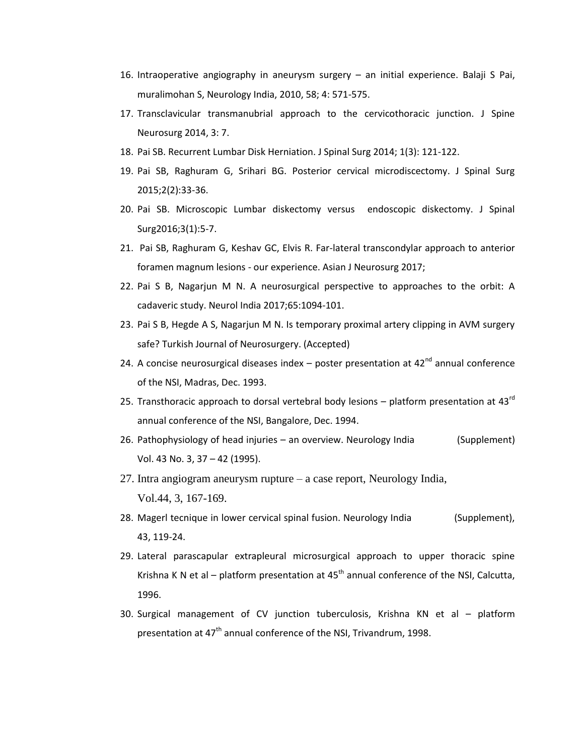16. Intraoperative angiography in aneurysm surgery – an initial experience. Balaji S Pai, muralimohan S, Neurology India, 2010, 58; 4: 571-575.
17. Transclavicular transmanubrial approach to the cervicothoracic junction. J Spine Neurosurg 2014, 3: 7.
18. Pai SB. Recurrent Lumbar Disk Herniation. J Spinal Surg 2014; 1(3): 121-122.
19. Pai SB, Raghuram G, Srihari BG. Posterior cervical microdiscectomy. J Spinal Surg 2015;2(2):33-36.
20. Pai SB. Microscopic Lumbar diskectomy versus endoscopic diskectomy. J Spinal Surg2016;3(1):5-7.
21. Pai SB, Raghuram G, Keshav GC, Elvis R. Far-lateral transcondylar approach to anterior foramen magnum lesions - our experience. Asian J Neurosurg 2017;
22. Pai S B, Nagarjun M N. A neurosurgical perspective to approaches to the orbit: A cadaveric study. Neurol India 2017;65:1094-101.
23. Pai S B, Hegde A S, Nagarjun M N. Is temporary proximal artery clipping in AVM surgery safe? Turkish Journal of Neurosurgery. (Accepted)
24. A concise neurosurgical diseases index – poster presentation at 42nd annual conference of the NSI, Madras, Dec. 1993.
25. Transthoracic approach to dorsal vertebral body lesions – platform presentation at 43rd annual conference of the NSI, Bangalore, Dec. 1994.
26. Pathophysiology of head injuries – an overview. Neurology India (Supplement) Vol. 43 No. 3, 37 – 42 (1995).
27. Intra angiogram aneurysm rupture – a case report, Neurology India, Vol.44, 3, 167-169.
28. Magerl tecnique in lower cervical spinal fusion. Neurology India (Supplement), 43, 119-24.
29. Lateral parascapular extrapleural microsurgical approach to upper thoracic spine Krishna K N et al – platform presentation at 45th annual conference of the NSI, Calcutta, 1996.
30. Surgical management of CV junction tuberculosis, Krishna KN et al – platform presentation at 47th annual conference of the NSI, Trivandrum, 1998.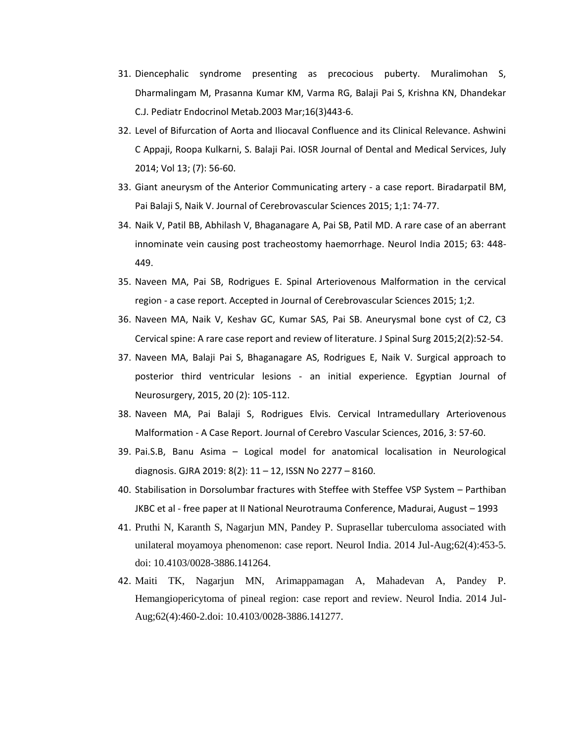31. Diencephalic syndrome presenting as precocious puberty. Muralimohan S, Dharmalingam M, Prasanna Kumar KM, Varma RG, Balaji Pai S, Krishna KN, Dhandekar C.J. Pediatr Endocrinol Metab.2003 Mar;16(3)443-6.
32. Level of Bifurcation of Aorta and Iliocaval Confluence and its Clinical Relevance. Ashwini C Appaji, Roopa Kulkarni, S. Balaji Pai. IOSR Journal of Dental and Medical Services, July 2014; Vol 13; (7): 56-60.
33. Giant aneurysm of the Anterior Communicating artery - a case report. Biradarpatil BM, Pai Balaji S, Naik V. Journal of Cerebrovascular Sciences 2015; 1;1: 74-77.
34. Naik V, Patil BB, Abhilash V, Bhaganagare A, Pai SB, Patil MD. A rare case of an aberrant innominate vein causing post tracheostomy haemorrhage. Neurol India 2015; 63: 448-449.
35. Naveen MA, Pai SB, Rodrigues E. Spinal Arteriovenous Malformation in the cervical region - a case report. Accepted in Journal of Cerebrovascular Sciences 2015; 1;2.
36. Naveen MA, Naik V, Keshav GC, Kumar SAS, Pai SB. Aneurysmal bone cyst of C2, C3 Cervical spine: A rare case report and review of literature. J Spinal Surg 2015;2(2):52-54.
37. Naveen MA, Balaji Pai S, Bhaganagare AS, Rodrigues E, Naik V. Surgical approach to posterior third ventricular lesions - an initial experience. Egyptian Journal of Neurosurgery, 2015, 20 (2): 105-112.
38. Naveen MA, Pai Balaji S, Rodrigues Elvis. Cervical Intramedullary Arteriovenous Malformation - A Case Report. Journal of Cerebro Vascular Sciences, 2016, 3: 57-60.
39. Pai.S.B, Banu Asima – Logical model for anatomical localisation in Neurological diagnosis. GJRA 2019: 8(2): 11 – 12, ISSN No 2277 – 8160.
40. Stabilisation in Dorsolumbar fractures with Steffee with Steffee VSP System – Parthiban JKBC et al - free paper at II National Neurotrauma Conference, Madurai, August – 1993
41. Pruthi N, Karanth S, Nagarjun MN, Pandey P. Suprasellar tuberculoma associated with unilateral moyamoya phenomenon: case report. Neurol India. 2014 Jul-Aug;62(4):453-5. doi: 10.4103/0028-3886.141264.
42. Maiti TK, Nagarjun MN, Arimappamagan A, Mahadevan A, Pandey P. Hemangiopericytoma of pineal region: case report and review. Neurol India. 2014 Jul-Aug;62(4):460-2.doi: 10.4103/0028-3886.141277.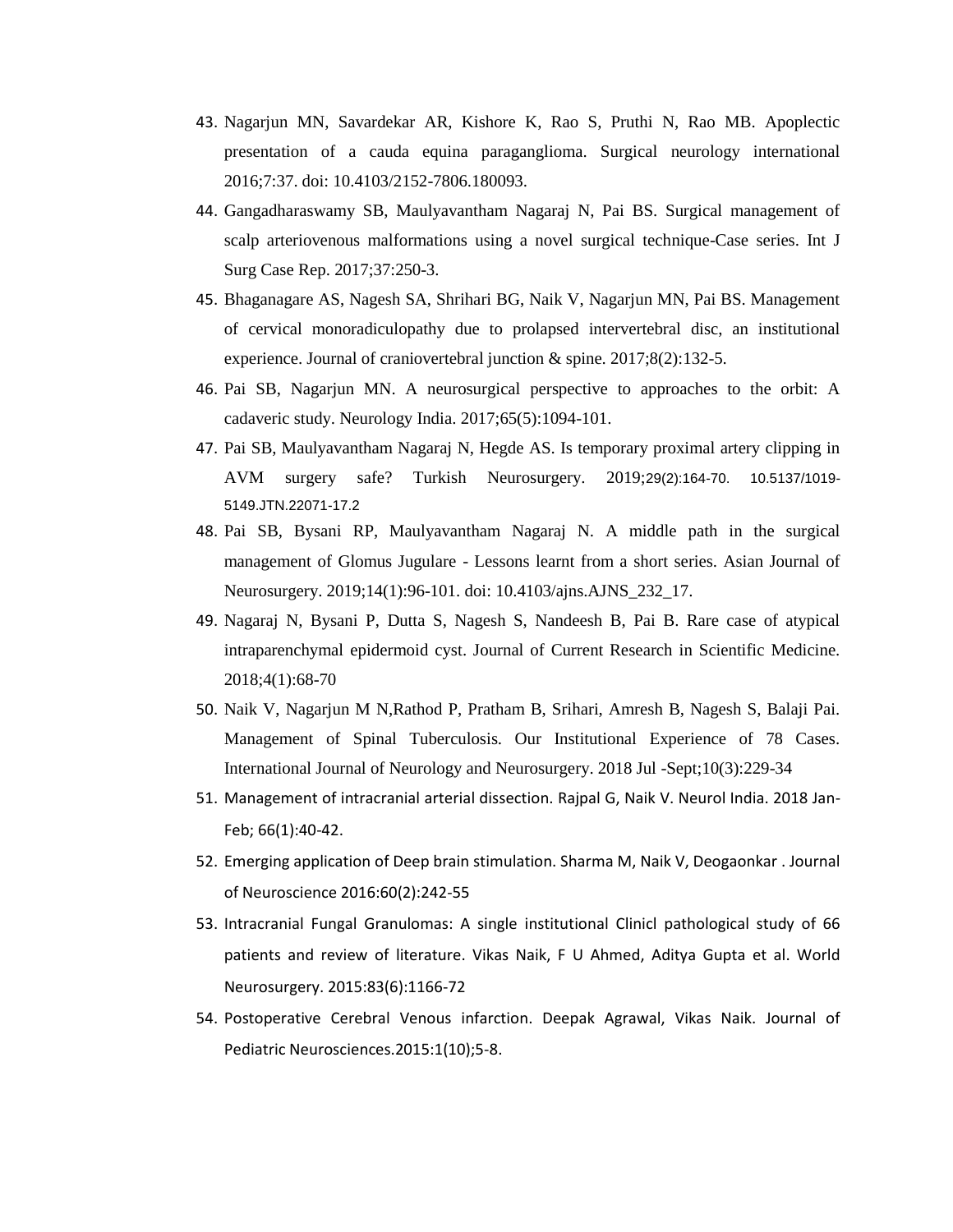43. Nagarjun MN, Savardekar AR, Kishore K, Rao S, Pruthi N, Rao MB. Apoplectic presentation of a cauda equina paraganglioma. Surgical neurology international 2016;7:37. doi: 10.4103/2152-7806.180093.
44. Gangadharaswamy SB, Maulyavantham Nagaraj N, Pai BS. Surgical management of scalp arteriovenous malformations using a novel surgical technique-Case series. Int J Surg Case Rep. 2017;37:250-3.
45. Bhaganagare AS, Nagesh SA, Shrihari BG, Naik V, Nagarjun MN, Pai BS. Management of cervical monoradiculopathy due to prolapsed intervertebral disc, an institutional experience. Journal of craniovertebral junction & spine. 2017;8(2):132-5.
46. Pai SB, Nagarjun MN. A neurosurgical perspective to approaches to the orbit: A cadaveric study. Neurology India. 2017;65(5):1094-101.
47. Pai SB, Maulyavantham Nagaraj N, Hegde AS. Is temporary proximal artery clipping in AVM surgery safe? Turkish Neurosurgery. 2019;29(2):164-70. 10.5137/1019-5149.JTN.22071-17.2
48. Pai SB, Bysani RP, Maulyavantham Nagaraj N. A middle path in the surgical management of Glomus Jugulare - Lessons learnt from a short series. Asian Journal of Neurosurgery. 2019;14(1):96-101. doi: 10.4103/ajns.AJNS_232_17.
49. Nagaraj N, Bysani P, Dutta S, Nagesh S, Nandeesh B, Pai B. Rare case of atypical intraparenchymal epidermoid cyst. Journal of Current Research in Scientific Medicine. 2018;4(1):68-70
50. Naik V, Nagarjun M N,Rathod P, Pratham B, Srihari, Amresh B, Nagesh S, Balaji Pai. Management of Spinal Tuberculosis. Our Institutional Experience of 78 Cases. International Journal of Neurology and Neurosurgery. 2018 Jul -Sept;10(3):229-34
51. Management of intracranial arterial dissection. Rajpal G, Naik V. Neurol India. 2018 Jan-Feb; 66(1):40-42.
52. Emerging application of Deep brain stimulation. Sharma M, Naik V, Deogaonkar . Journal of Neuroscience 2016:60(2):242-55
53. Intracranial Fungal Granulomas: A single institutional Clinicl pathological study of 66 patients and review of literature. Vikas Naik, F U Ahmed, Aditya Gupta et al. World Neurosurgery. 2015:83(6):1166-72
54. Postoperative Cerebral Venous infarction. Deepak Agrawal, Vikas Naik. Journal of Pediatric Neurosciences.2015:1(10);5-8.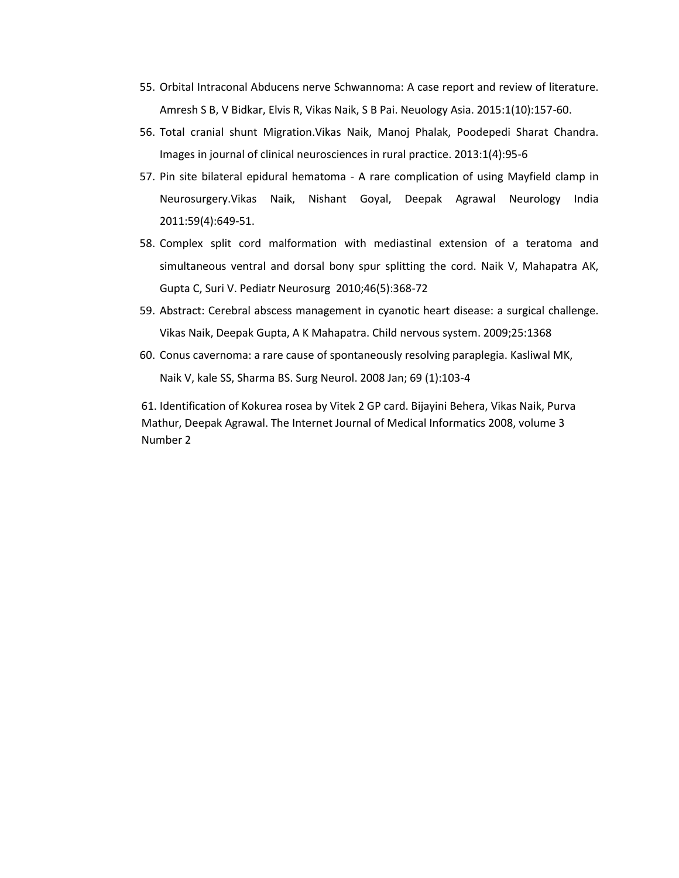55. Orbital Intraconal Abducens nerve Schwannoma: A case report and review of literature. Amresh S B, V Bidkar, Elvis R, Vikas Naik, S B Pai. Neuology Asia. 2015:1(10):157-60.
56. Total cranial shunt Migration.Vikas Naik, Manoj Phalak, Poodepedi Sharat Chandra. Images in journal of clinical neurosciences in rural practice. 2013:1(4):95-6
57. Pin site bilateral epidural hematoma - A rare complication of using Mayfield clamp in Neurosurgery.Vikas Naik, Nishant Goyal, Deepak Agrawal Neurology India 2011:59(4):649-51.
58. Complex split cord malformation with mediastinal extension of a teratoma and simultaneous ventral and dorsal bony spur splitting the cord. Naik V, Mahapatra AK, Gupta C, Suri V. Pediatr Neurosurg 2010;46(5):368-72
59. Abstract: Cerebral abscess management in cyanotic heart disease: a surgical challenge. Vikas Naik, Deepak Gupta, A K Mahapatra. Child nervous system. 2009;25:1368
60. Conus cavernoma: a rare cause of spontaneously resolving paraplegia. Kasliwal MK, Naik V, kale SS, Sharma BS. Surg Neurol. 2008 Jan; 69 (1):103-4
61. Identification of Kokurea rosea by Vitek 2 GP card. Bijayini Behera, Vikas Naik, Purva Mathur, Deepak Agrawal. The Internet Journal of Medical Informatics 2008, volume 3 Number 2